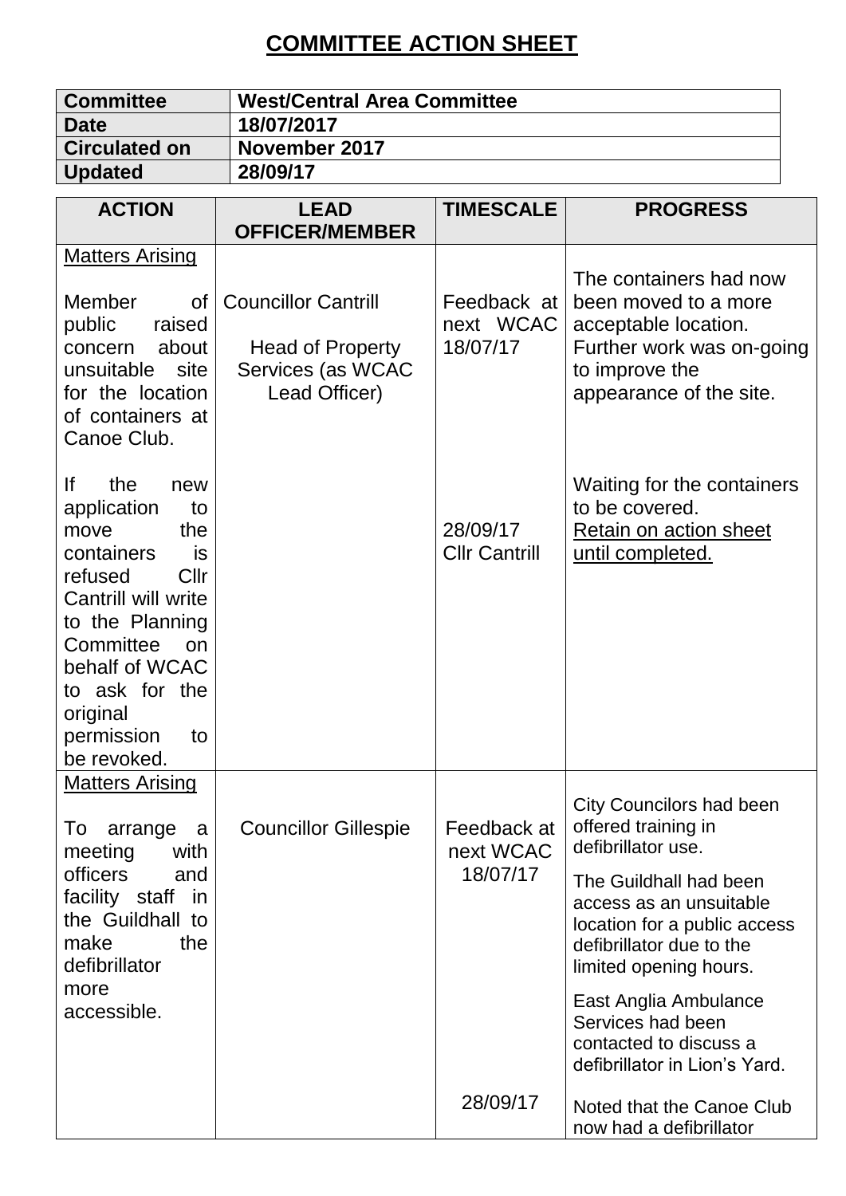# COMMITTEE ACTION SHEET

| **Committee** | **West/Central Area Committee** |
|---|---|
| **Date** | **18/07/2017** |
| **Circulated on** | **November 2017** |
| **Updated** | **28/09/17** |

| ACTION | LEAD OFFICER/MEMBER | TIMESCALE | PROGRESS |
|---|---|---|---|
| Matters Arising<br><br>Member of public raised concern about unsuitable site for the location of containers at Canoe Club. | Councillor Cantrill<br><br>Head of Property Services (as WCAC Lead Officer) | Feedback at next WCAC 18/07/17 | The containers had now been moved to a more acceptable location. Further work was on-going to improve the appearance of the site. |
| If the new application to move the containers is refused Cllr Cantrill will write to the Planning Committee on behalf of WCAC to ask for the original permission to be revoked. | | 28/09/17 Cllr Cantrill | Waiting for the containers to be covered.<br>Retain on action sheet until completed. |
| Matters Arising<br><br>To arrange a meeting with officers and facility staff in the Guildhall to make the defibrillator more accessible. | Councillor Gillespie | Feedback at next WCAC 18/07/17 | City Councilors had been offered training in defibrillator use.<br><br>The Guildhall had been access as an unsuitable location for a public access defibrillator due to the limited opening hours.<br><br>East Anglia Ambulance Services had been contacted to discuss a defibrillator in Lion's Yard. |
| | | 28/09/17 | Noted that the Canoe Club now had a defibrillator |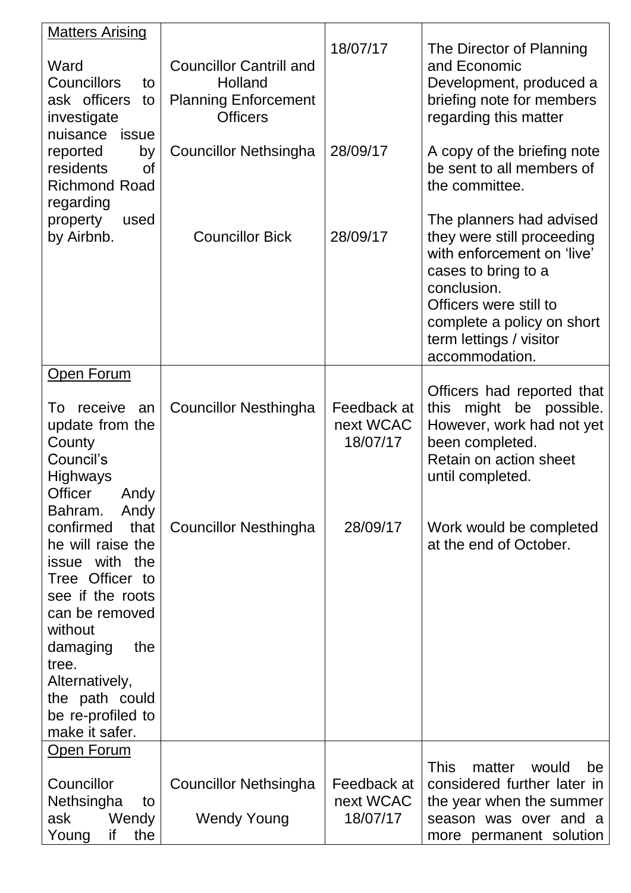| | | | |
|---|---|---|---|
| Matters Arising<br><br>Ward Councillors to ask officers to investigate nuisance issue reported by residents of Richmond Road regarding property used by Airbnb. | Councillor Cantrill and Holland<br>Planning Enforcement Officers<br><br>Councillor Nethsingha<br><br>Councillor Bick | 18/07/17<br><br>28/09/17<br><br>28/09/17 | The Director of Planning and Economic Development, produced a briefing note for members regarding this matter<br><br>A copy of the briefing note be sent to all members of the committee.<br><br>The planners had advised they were still proceeding with enforcement on 'live' cases to bring to a conclusion.<br>Officers were still to complete a policy on short term lettings / visitor accommodation. |
| Open Forum<br><br>To receive an update from the County Council's Highways Officer Andy Bahram. Andy confirmed that he will raise the issue with the Tree Officer to see if the roots can be removed without damaging the tree. Alternatively, the path could be re-profiled to make it safer. | Councillor Nesthingha<br><br>Councillor Nesthingha | Feedback at next WCAC 18/07/17<br><br>28/09/17 | Officers had reported that this might be possible. However, work had not yet been completed.<br>Retain on action sheet until completed.<br><br>Work would be completed at the end of October. |
| Open Forum<br><br>Councillor Nethsingha to ask Wendy Young if the | Councillor Nethsingha<br><br>Wendy Young | Feedback at next WCAC 18/07/17 | This matter would be considered further later in the year when the summer season was over and a more permanent solution |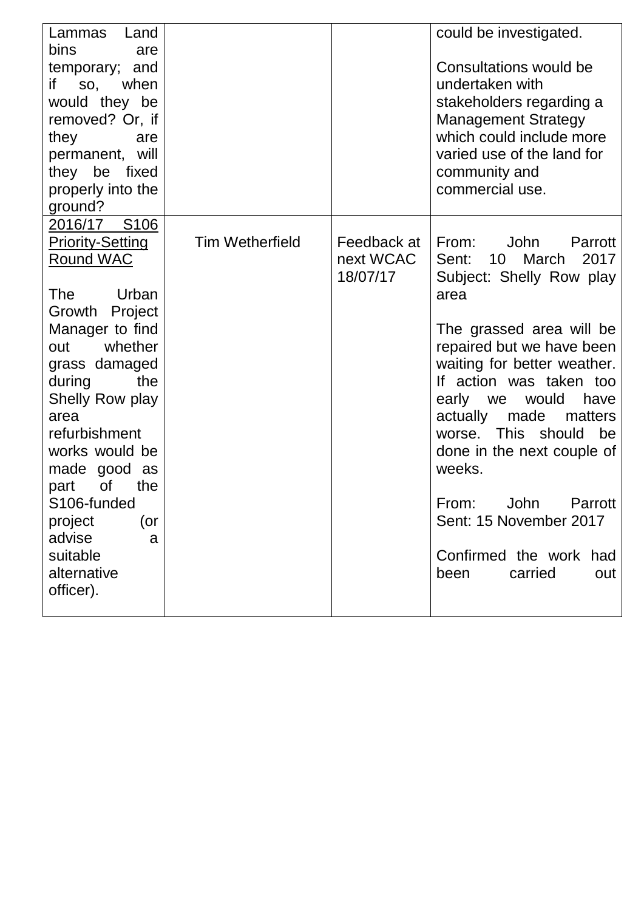| | | | |
|---|---|---|---|
| Lammas Land bins are temporary; and if so, when would they be removed? Or, if they are permanent, will they be fixed properly into the ground? | | | could be investigated.<br><br>Consultations would be undertaken with stakeholders regarding a Management Strategy which could include more varied use of the land for community and commercial use. |
| 2016/17 S106 Priority-Setting Round WAC<br><br>The Urban Growth Project Manager to find out whether grass damaged during the Shelly Row play area refurbishment works would be made good as part of the S106-funded project (or advise a suitable alternative officer). | Tim Wetherfield | Feedback at next WCAC 18/07/17 | From: John Parrott<br>Sent: 10 March 2017<br>Subject: Shelly Row play area<br><br>The grassed area will be repaired but we have been waiting for better weather. If action was taken too early we would have actually made matters worse. This should be done in the next couple of weeks.<br><br>From: John Parrott<br>Sent: 15 November 2017<br><br>Confirmed the work had been carried out |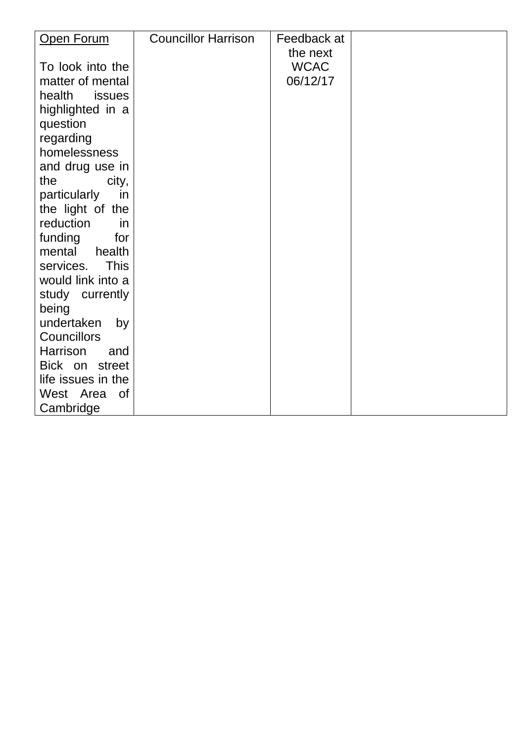| | | | |
|---|---|---|---|
| Open Forum<br><br>To look into the matter of mental health issues highlighted in a question regarding homelessness and drug use in the city, particularly in the light of the reduction in funding for mental health services. This would link into a study currently being undertaken by Councillors Harrison and Bick on street life issues in the West Area of Cambridge | Councillor Harrison | Feedback at the next WCAC 06/12/17 | |